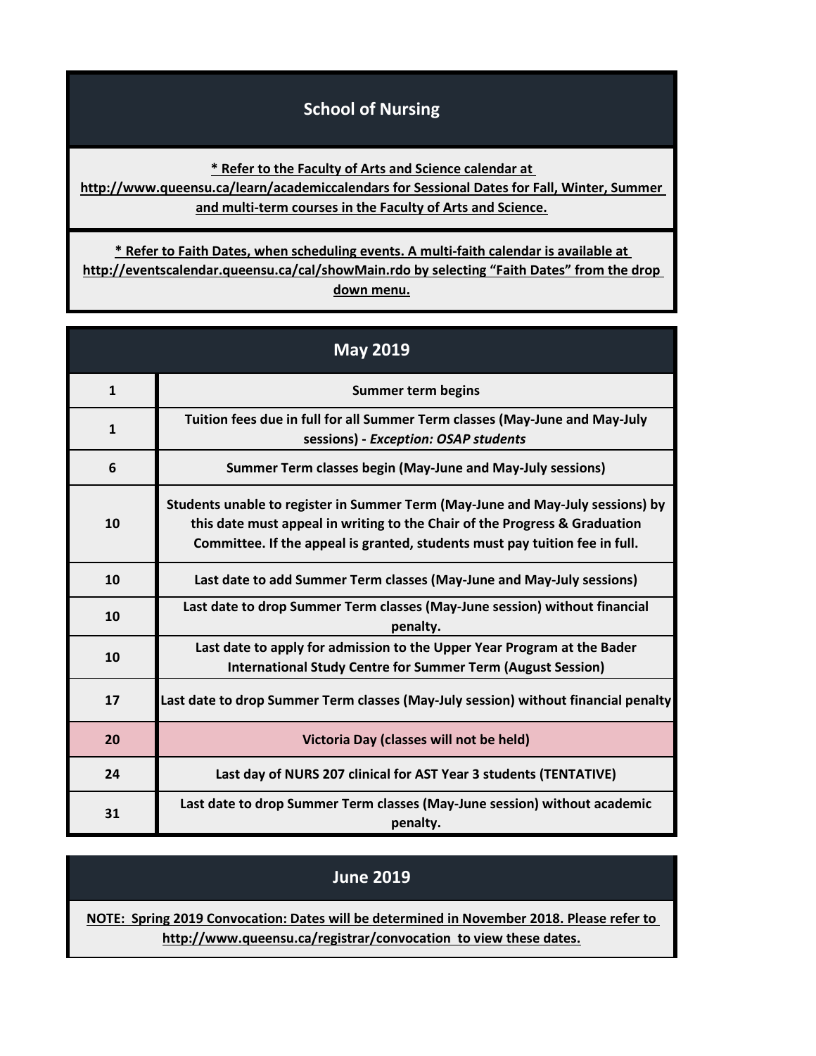## School of Nursing

**\* Refer to the Faculty of Arts and Science calendar at http://www.queensu.ca/learn/academiccalendars for Sessional Dates for Fall, Winter, Summer and multi-term courses in the Faculty of Arts and Science.**

**\* Refer to Faith Dates, when scheduling events. A multi-faith calendar is available at http://eventscalendar.queensu.ca/cal/showMain.rdo by selecting "Faith Dates" from the drop down menu.**

## May 2019

| | |
|---|---|
| 1 | Summer term begins |
| 1 | Tuition fees due in full for all Summer Term classes (May-June and May-July sessions) - *Exception: OSAP students* |
| 6 | Summer Term classes begin (May-June and May-July sessions) |
| 10 | Students unable to register in Summer Term (May-June and May-July sessions) by this date must appeal in writing to the Chair of the Progress & Graduation Committee. If the appeal is granted, students must pay tuition fee in full. |
| 10 | Last date to add Summer Term classes (May-June and May-July sessions) |
| 10 | Last date to drop Summer Term classes (May-June session) without financial penalty. |
| 10 | Last date to apply for admission to the Upper Year Program at the Bader International Study Centre for Summer Term (August Session) |
| 17 | Last date to drop Summer Term classes (May-July session) without financial penalty |
| 20 | Victoria Day (classes will not be held) |
| 24 | Last day of NURS 207 clinical for AST Year 3 students (TENTATIVE) |
| 31 | Last date to drop Summer Term classes (May-June session) without academic penalty. |

## June 2019

**NOTE: Spring 2019 Convocation: Dates will be determined in November 2018. Please refer to http://www.queensu.ca/registrar/convocation to view these dates.**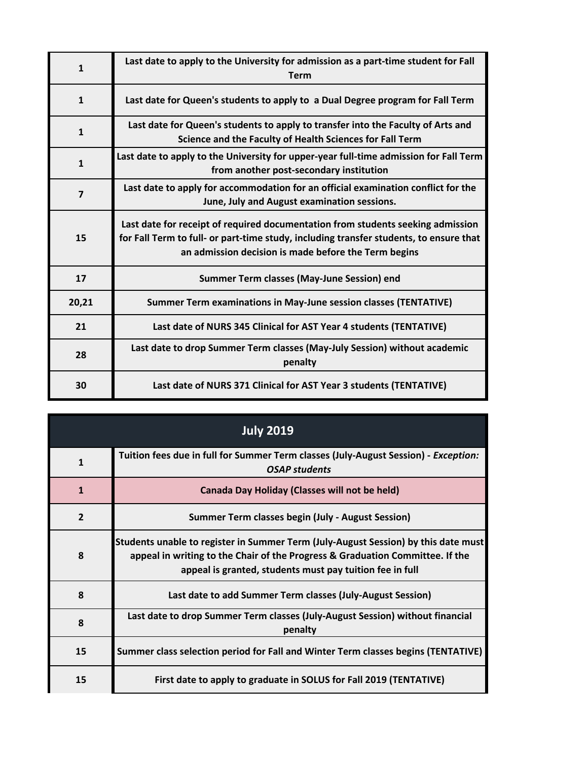| | |
|---|---|
| 1 | Last date to apply to the University for admission as a part-time student for Fall Term |
| 1 | Last date for Queen's students to apply to  a Dual Degree program for Fall Term |
| 1 | Last date for Queen's students to apply to transfer into the Faculty of Arts and Science and the Faculty of Health Sciences for Fall Term |
| 1 | Last date to apply to the University for upper-year full-time admission for Fall Term from another post-secondary institution |
| 7 | Last date to apply for accommodation for an official examination conflict for the June, July and August examination sessions. |
| 15 | Last date for receipt of required documentation from students seeking admission for Fall Term to full- or part-time study, including transfer students, to ensure that an admission decision is made before the Term begins |
| 17 | Summer Term classes (May-June Session) end |
| 20,21 | Summer Term examinations in May-June session classes (TENTATIVE) |
| 21 | Last date of NURS 345 Clinical for AST Year 4 students (TENTATIVE) |
| 28 | Last date to drop Summer Term classes (May-July Session) without academic penalty |
| 30 | Last date of NURS 371 Clinical for AST Year 3 students (TENTATIVE) |

| July 2019 | |
|---|---|
| 1 | Tuition fees due in full for Summer Term classes (July-August Session) - *Exception: OSAP students* |
| 1 | Canada Day Holiday (Classes will not be held) |
| 2 | Summer Term classes begin (July - August Session) |
| 8 | Students unable to register in Summer Term (July-August Session) by this date must appeal in writing to the Chair of the Progress & Graduation Committee. If the appeal is granted, students must pay tuition fee in full |
| 8 | Last date to add Summer Term classes (July-August Session) |
| 8 | Last date to drop Summer Term classes (July-August Session) without financial penalty |
| 15 | Summer class selection period for Fall and Winter Term classes begins (TENTATIVE) |
| 15 | First date to apply to graduate in SOLUS for Fall 2019 (TENTATIVE) |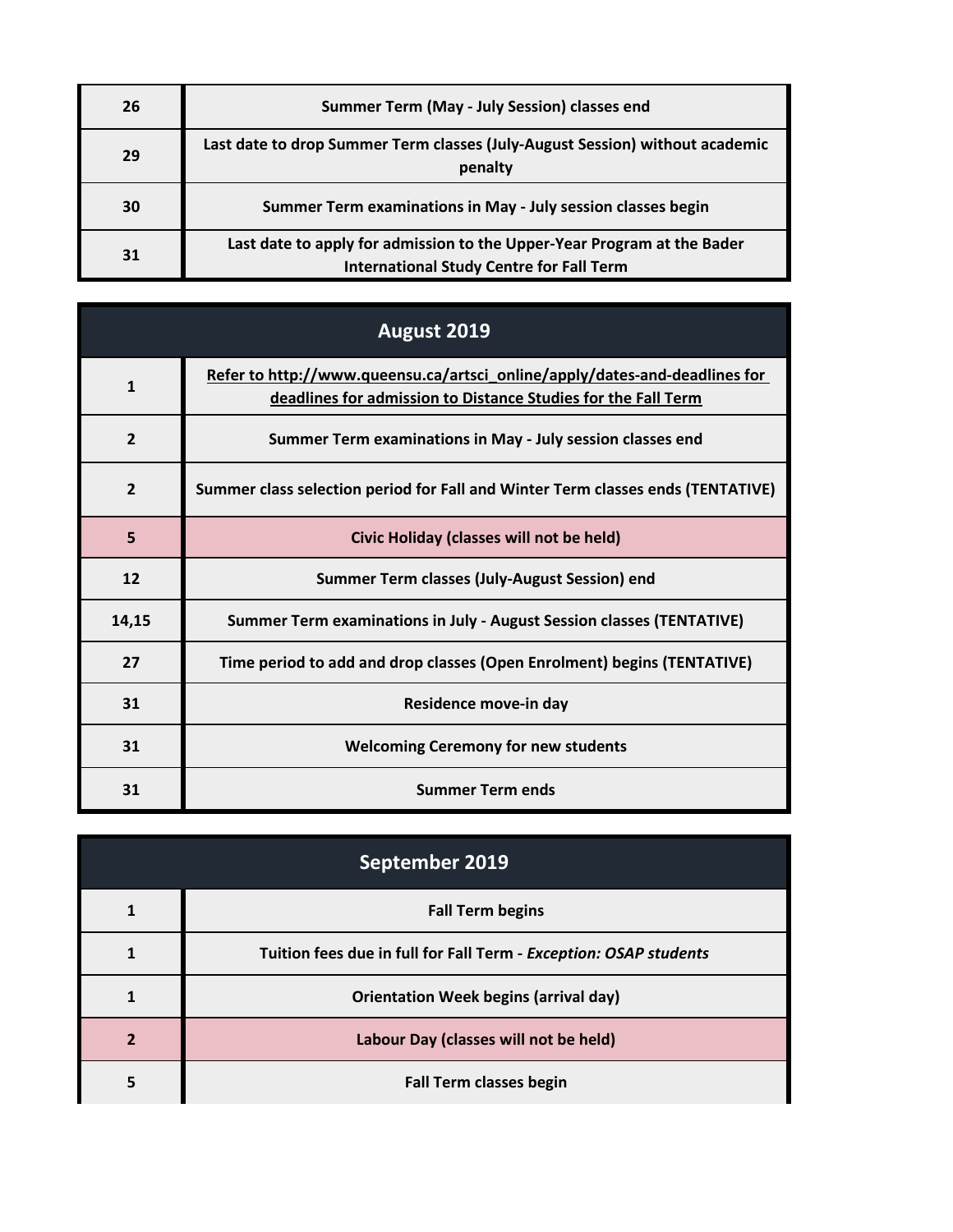| | |
|---|---|
| 26 | Summer Term (May - July Session) classes end |
| 29 | Last date to drop Summer Term classes (July-August Session) without academic penalty |
| 30 | Summer Term examinations in May - July session classes begin |
| 31 | Last date to apply for admission to the Upper-Year Program at the Bader International Study Centre for Fall Term |

## August 2019

| | |
|---|---|
| 1 | Refer to http://www.queensu.ca/artsci_online/apply/dates-and-deadlines for deadlines for admission to Distance Studies for the Fall Term |
| 2 | Summer Term examinations in May - July session classes end |
| 2 | Summer class selection period for Fall and Winter Term classes ends (TENTATIVE) |
| 5 | Civic Holiday (classes will not be held) |
| 12 | Summer Term classes (July-August Session) end |
| 14,15 | Summer Term examinations in July - August Session classes (TENTATIVE) |
| 27 | Time period to add and drop classes (Open Enrolment) begins (TENTATIVE) |
| 31 | Residence move-in day |
| 31 | Welcoming Ceremony for new students |
| 31 | Summer Term ends |

## September 2019

| | |
|---|---|
| 1 | Fall Term begins |
| 1 | Tuition fees due in full for Fall Term - *Exception: OSAP students* |
| 1 | Orientation Week begins (arrival day) |
| 2 | Labour Day (classes will not be held) |
| 5 | Fall Term classes begin |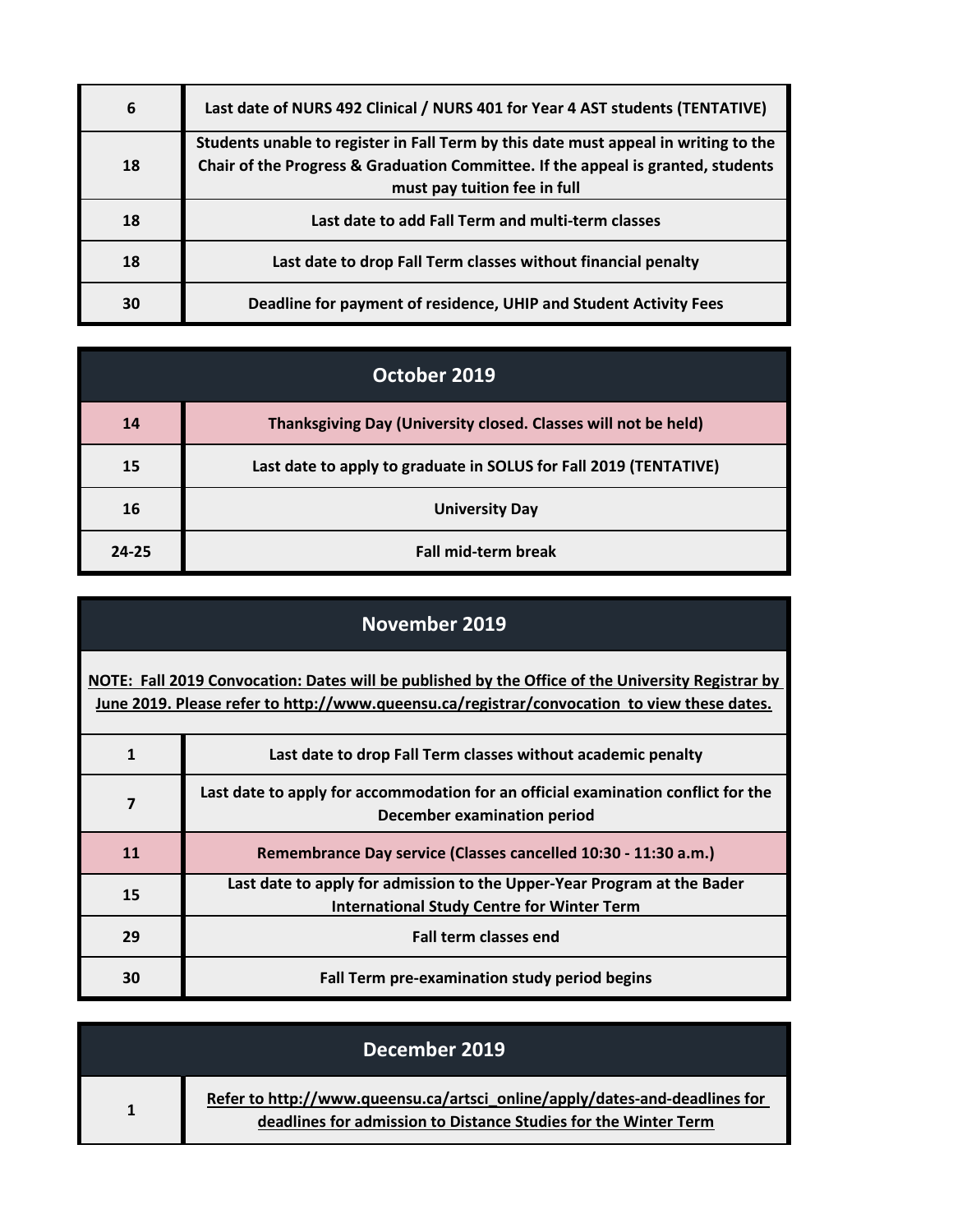| | |
|---|---|
| 6 | Last date of NURS 492 Clinical / NURS 401 for Year 4 AST students (TENTATIVE) |
| 18 | Students unable to register in Fall Term by this date must appeal in writing to the Chair of the Progress & Graduation Committee. If the appeal is granted, students must pay tuition fee in full |
| 18 | Last date to add Fall Term and multi-term classes |
| 18 | Last date to drop Fall Term classes without financial penalty |
| 30 | Deadline for payment of residence, UHIP and Student Activity Fees |

## October 2019

| | |
|---|---|
| 14 | Thanksgiving Day (University closed. Classes will not be held) |
| 15 | Last date to apply to graduate in SOLUS for Fall 2019 (TENTATIVE) |
| 16 | University Day |
| 24-25 | Fall mid-term break |

## November 2019

**NOTE: Fall 2019 Convocation: Dates will be published by the Office of the University Registrar by June 2019. Please refer to http://www.queensu.ca/registrar/convocation to view these dates.**

| | |
|---|---|
| 1 | Last date to drop Fall Term classes without academic penalty |
| 7 | Last date to apply for accommodation for an official examination conflict for the December examination period |
| 11 | Remembrance Day service (Classes cancelled 10:30 - 11:30 a.m.) |
| 15 | Last date to apply for admission to the Upper-Year Program at the Bader International Study Centre for Winter Term |
| 29 | Fall term classes end |
| 30 | Fall Term pre-examination study period begins |

## December 2019

| | |
|---|---|
| 1 | Refer to http://www.queensu.ca/artsci_online/apply/dates-and-deadlines for deadlines for admission to Distance Studies for the Winter Term |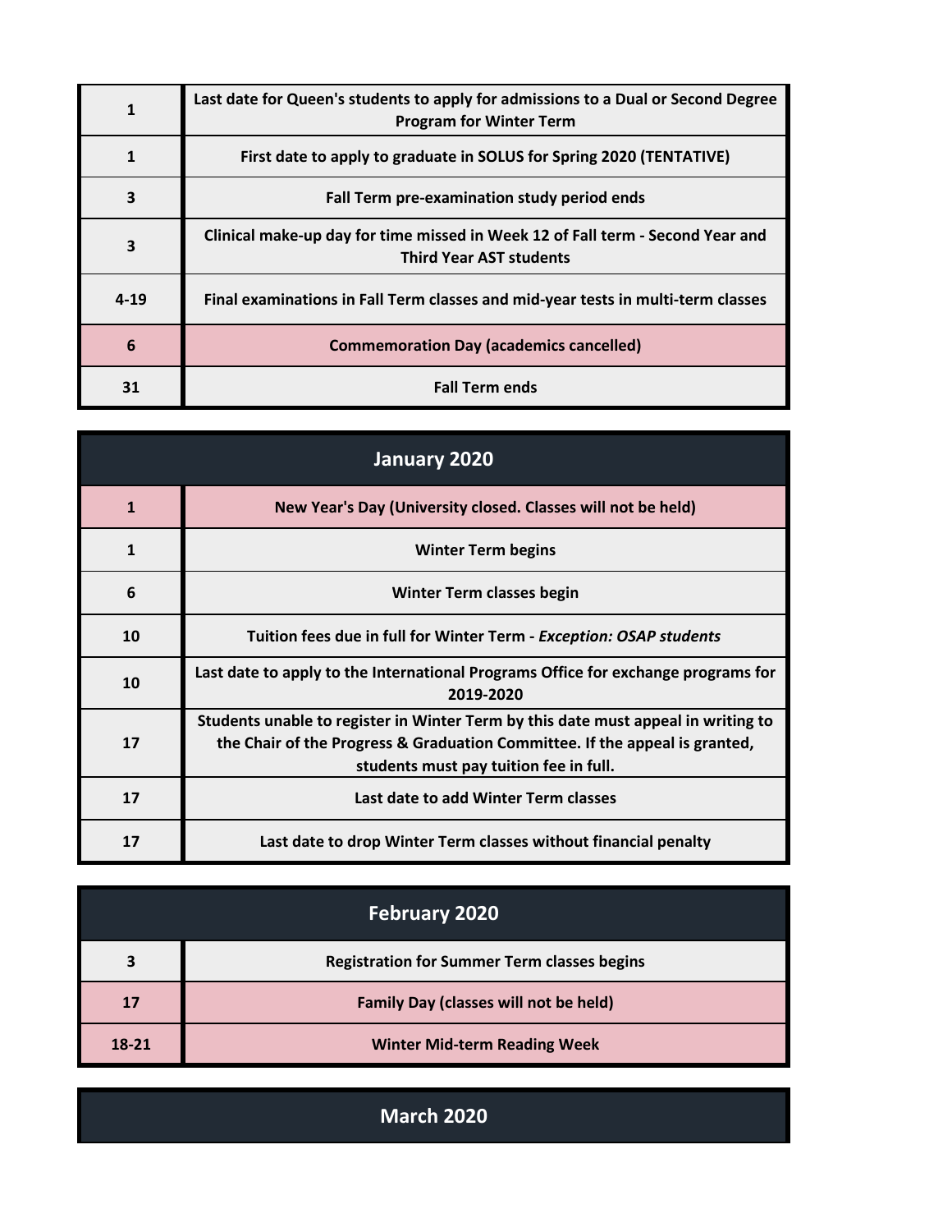| | |
|---|---|
| 1 | Last date for Queen's students to apply for admissions to a Dual or Second Degree Program for Winter Term |
| 1 | First date to apply to graduate in SOLUS for Spring 2020 (TENTATIVE) |
| 3 | Fall Term pre-examination study period ends |
| 3 | Clinical make-up day for time missed in Week 12 of Fall term - Second Year and Third Year AST students |
| 4-19 | Final examinations in Fall Term classes and mid-year tests in multi-term classes |
| 6 | Commemoration Day (academics cancelled) |
| 31 | Fall Term ends |

## January 2020

| | |
|---|---|
| 1 | New Year's Day (University closed. Classes will not be held) |
| 1 | Winter Term begins |
| 6 | Winter Term classes begin |
| 10 | Tuition fees due in full for Winter Term - *Exception: OSAP students* |
| 10 | Last date to apply to the International Programs Office for exchange programs for 2019-2020 |
| 17 | Students unable to register in Winter Term by this date must appeal in writing to the Chair of the Progress & Graduation Committee. If the appeal is granted, students must pay tuition fee in full. |
| 17 | Last date to add Winter Term classes |
| 17 | Last date to drop Winter Term classes without financial penalty |

## February 2020

| | |
|---|---|
| 3 | Registration for Summer Term classes begins |
| 17 | Family Day (classes will not be held) |
| 18-21 | Winter Mid-term Reading Week |

## March 2020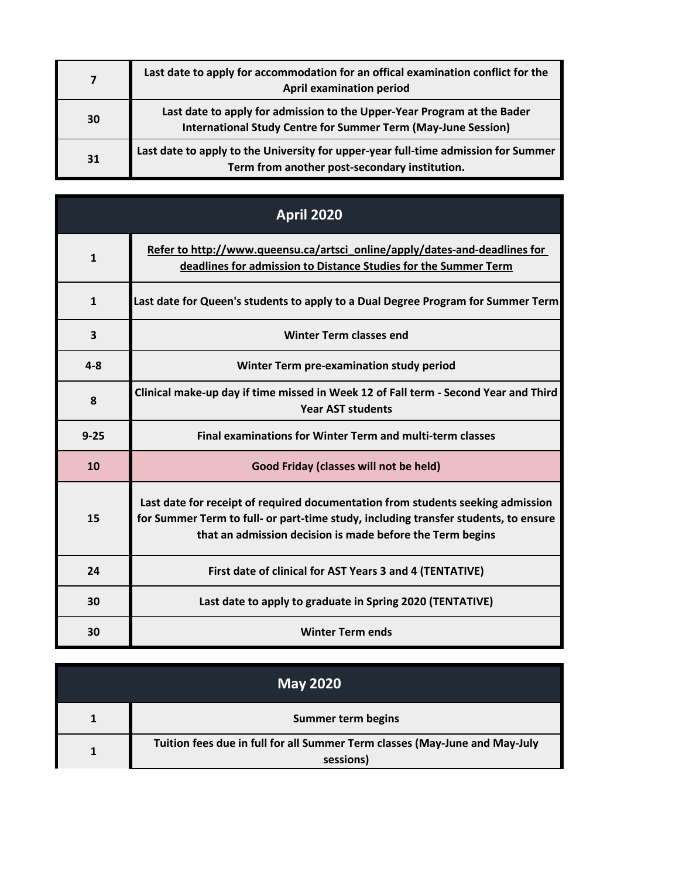| | |
|---|---|
| 7 | Last date to apply for accommodation for an offical examination conflict for the April examination period |
| 30 | Last date to apply for admission to the Upper-Year Program at the Bader International Study Centre for Summer Term (May-June Session) |
| 31 | Last date to apply to the University for upper-year full-time admission for Summer Term from another post-secondary institution. |

| April 2020 | |
|---|---|
| 1 | Refer to http://www.queensu.ca/artsci_online/apply/dates-and-deadlines for deadlines for admission to Distance Studies for the Summer Term |
| 1 | Last date for Queen's students to apply to a Dual Degree Program for Summer Term |
| 3 | Winter Term classes end |
| 4-8 | Winter Term pre-examination study period |
| 8 | Clinical make-up day if time missed in Week 12 of Fall term - Second Year and Third Year AST students |
| 9-25 | Final examinations for Winter Term and multi-term classes |
| 10 | Good Friday (classes will not be held) |
| 15 | Last date for receipt of required documentation from students seeking admission for Summer Term to full- or part-time study, including transfer students, to ensure that an admission decision is made before the Term begins |
| 24 | First date of clinical for AST Years 3 and 4 (TENTATIVE) |
| 30 | Last date to apply to graduate in Spring 2020 (TENTATIVE) |
| 30 | Winter Term ends |

| May 2020 | |
|---|---|
| 1 | Summer term begins |
| 1 | Tuition fees due in full for all Summer Term classes (May-June and May-July sessions) |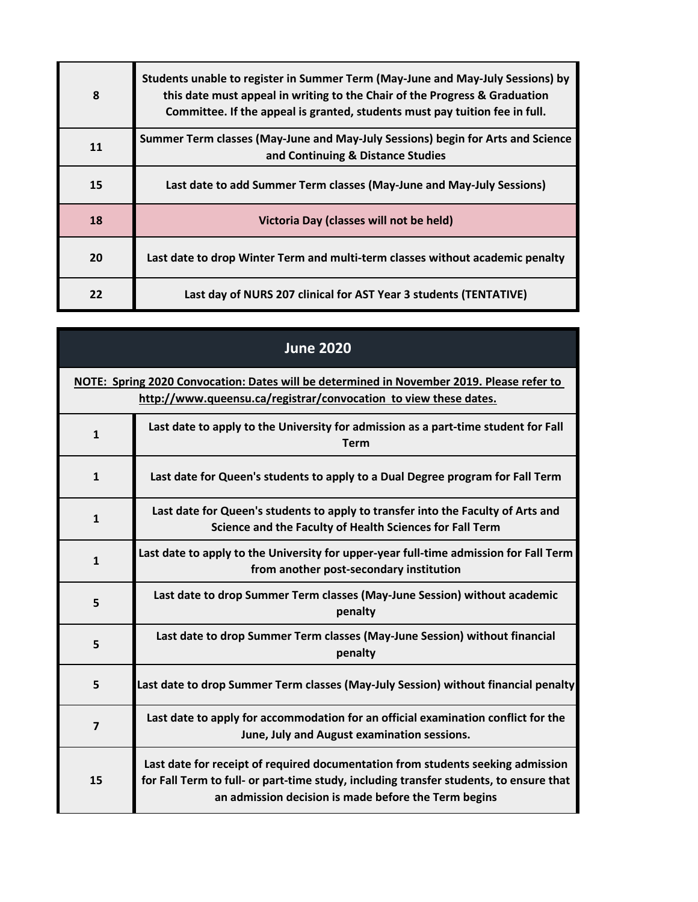| | |
|---|---|
| **8** | **Students unable to register in Summer Term (May-June and May-July Sessions) by this date must appeal in writing to the Chair of the Progress & Graduation Committee. If the appeal is granted, students must pay tuition fee in full.** |
| **11** | **Summer Term classes (May-June and May-July Sessions) begin for Arts and Science and Continuing & Distance Studies** |
| **15** | **Last date to add Summer Term classes (May-June and May-July Sessions)** |
| **18** | **Victoria Day (classes will not be held)** |
| **20** | **Last date to drop Winter Term and multi-term classes without academic penalty** |
| **22** | **Last day of NURS 207 clinical for AST Year 3 students (TENTATIVE)** |

## June 2020

**NOTE: Spring 2020 Convocation: Dates will be determined in November 2019. Please refer to http://www.queensu.ca/registrar/convocation to view these dates.**

| | |
|---|---|
| **1** | **Last date to apply to the University for admission as a part-time student for Fall Term** |
| **1** | **Last date for Queen's students to apply to a Dual Degree program for Fall Term** |
| **1** | **Last date for Queen's students to apply to transfer into the Faculty of Arts and Science and the Faculty of Health Sciences for Fall Term** |
| **1** | **Last date to apply to the University for upper-year full-time admission for Fall Term from another post-secondary institution** |
| **5** | **Last date to drop Summer Term classes (May-June Session) without academic penalty** |
| **5** | **Last date to drop Summer Term classes (May-June Session) without financial penalty** |
| **5** | **Last date to drop Summer Term classes (May-July Session) without financial penalty** |
| **7** | **Last date to apply for accommodation for an official examination conflict for the June, July and August examination sessions.** |
| **15** | **Last date for receipt of required documentation from students seeking admission for Fall Term to full- or part-time study, including transfer students, to ensure that an admission decision is made before the Term begins** |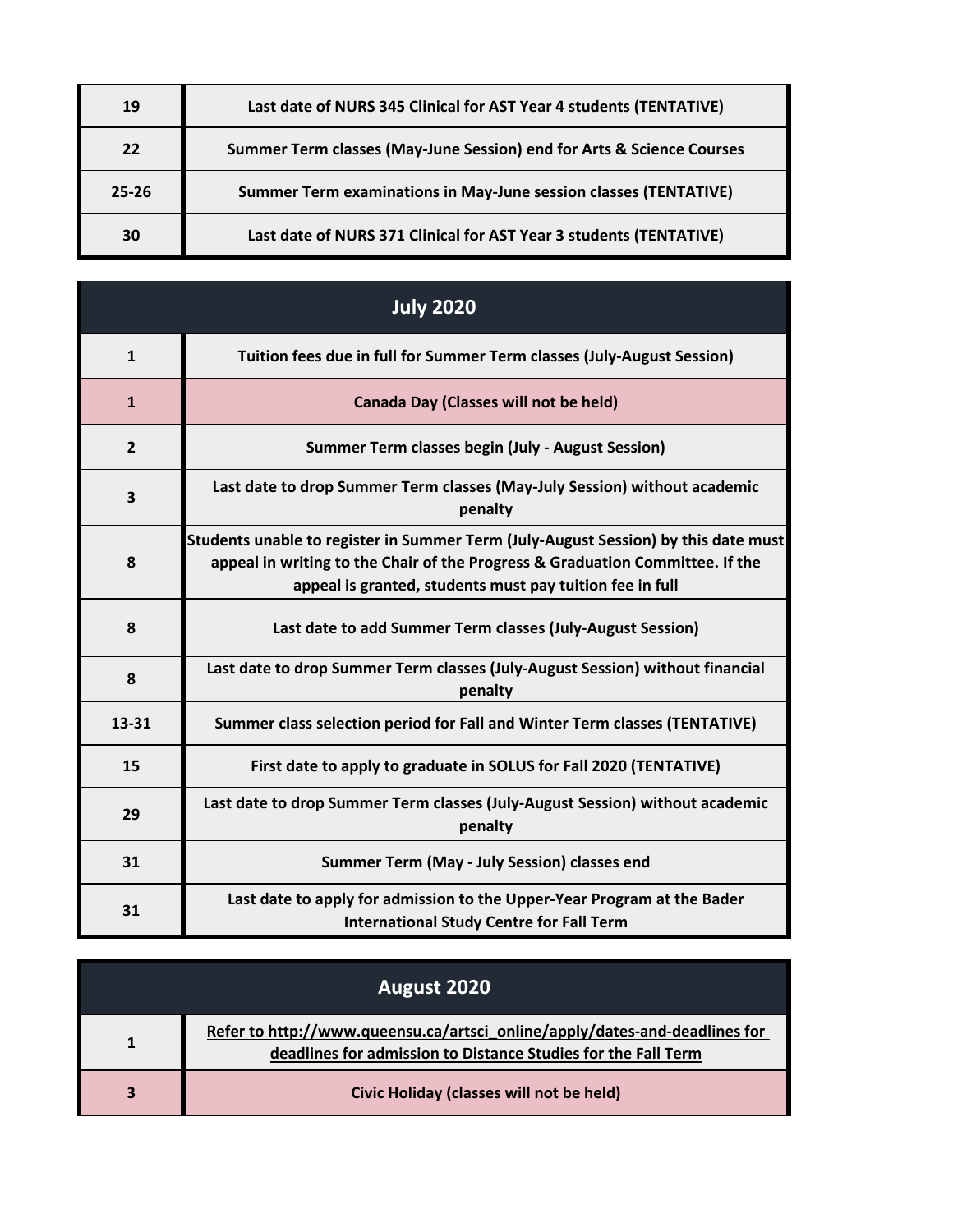| | |
|---|---|
| 19 | Last date of NURS 345 Clinical for AST Year 4 students (TENTATIVE) |
| 22 | Summer Term classes (May-June Session) end for Arts & Science Courses |
| 25-26 | Summer Term examinations in May-June session classes (TENTATIVE) |
| 30 | Last date of NURS 371 Clinical for AST Year 3 students (TENTATIVE) |

## July 2020

| | |
|---|---|
| 1 | Tuition fees due in full for Summer Term classes (July-August Session) |
| 1 | Canada Day (Classes will not be held) |
| 2 | Summer Term classes begin (July - August Session) |
| 3 | Last date to drop Summer Term classes (May-July Session) without academic penalty |
| 8 | Students unable to register in Summer Term (July-August Session) by this date must appeal in writing to the Chair of the Progress & Graduation Committee. If the appeal is granted, students must pay tuition fee in full |
| 8 | Last date to add Summer Term classes (July-August Session) |
| 8 | Last date to drop Summer Term classes (July-August Session) without financial penalty |
| 13-31 | Summer class selection period for Fall and Winter Term classes (TENTATIVE) |
| 15 | First date to apply to graduate in SOLUS for Fall 2020 (TENTATIVE) |
| 29 | Last date to drop Summer Term classes (July-August Session) without academic penalty |
| 31 | Summer Term (May - July Session) classes end |
| 31 | Last date to apply for admission to the Upper-Year Program at the Bader International Study Centre for Fall Term |

## August 2020

| | |
|---|---|
| 1 | Refer to http://www.queensu.ca/artsci_online/apply/dates-and-deadlines for deadlines for admission to Distance Studies for the Fall Term |
| 3 | Civic Holiday (classes will not be held) |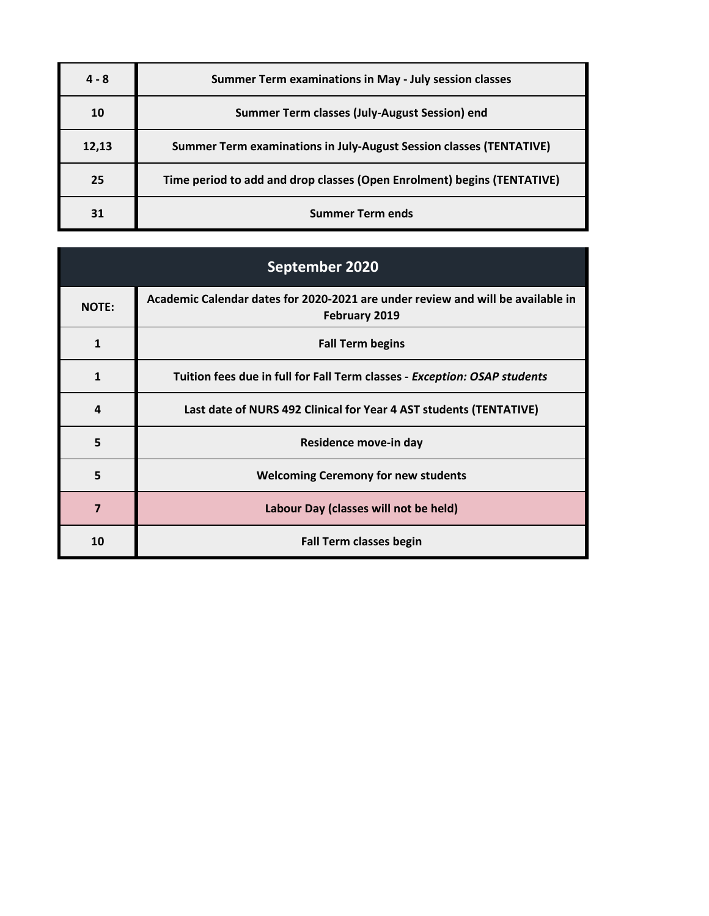| | |
|---|---|
| **4 - 8** | **Summer Term examinations in May - July session classes** |
| **10** | **Summer Term classes (July-August Session) end** |
| **12,13** | **Summer Term examinations in July-August Session classes (TENTATIVE)** |
| **25** | **Time period to add and drop classes (Open Enrolment) begins (TENTATIVE)** |
| **31** | **Summer Term ends** |

## September 2020

| | |
|---|---|
| **NOTE:** | **Academic Calendar dates for 2020-2021 are under review and will be available in February 2019** |
| **1** | **Fall Term begins** |
| **1** | **Tuition fees due in full for Fall Term classes - *Exception: OSAP students*** |
| **4** | **Last date of NURS 492 Clinical for Year 4 AST students (TENTATIVE)** |
| **5** | **Residence move-in day** |
| **5** | **Welcoming Ceremony for new students** |
| **7** | **Labour Day (classes will not be held)** |
| **10** | **Fall Term classes begin** |